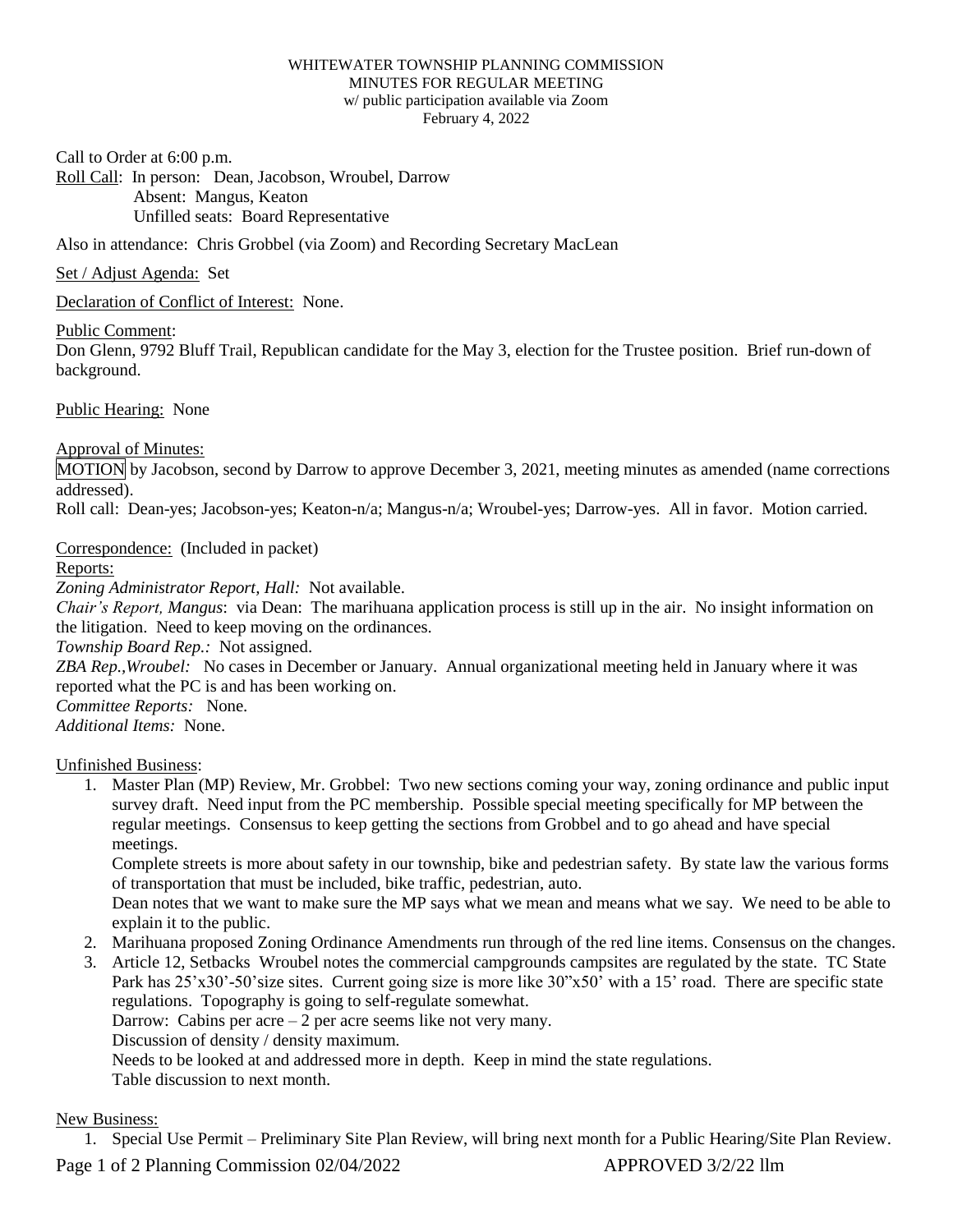WHITEWATER TOWNSHIP PLANNING COMMISSION
MINUTES FOR REGULAR MEETING
w/ public participation available via Zoom
February 4, 2022

Call to Order at 6:00 p.m.

Roll Call: In person: Dean, Jacobson, Wroubel, Darrow
Absent: Mangus, Keaton
Unfilled seats: Board Representative

Also in attendance: Chris Grobbel (via Zoom) and Recording Secretary MacLean

Set / Adjust Agenda: Set

Declaration of Conflict of Interest: None.

Public Comment:
Don Glenn, 9792 Bluff Trail, Republican candidate for the May 3, election for the Trustee position. Brief run-down of background.

Public Hearing: None

Approval of Minutes:
MOTION by Jacobson, second by Darrow to approve December 3, 2021, meeting minutes as amended (name corrections addressed).
Roll call: Dean-yes; Jacobson-yes; Keaton-n/a; Mangus-n/a; Wroubel-yes; Darrow-yes. All in favor. Motion carried.

Correspondence: (Included in packet)

Reports:

*Zoning Administrator Report, Hall:* Not available.

*Chair's Report, Mangus*: via Dean: The marihuana application process is still up in the air. No insight information on the litigation. Need to keep moving on the ordinances.

*Township Board Rep.:* Not assigned.

*ZBA Rep.,Wroubel:* No cases in December or January. Annual organizational meeting held in January where it was reported what the PC is and has been working on.

*Committee Reports:* None.

*Additional Items:* None.

Unfinished Business:

1. Master Plan (MP) Review, Mr. Grobbel: Two new sections coming your way, zoning ordinance and public input survey draft. Need input from the PC membership. Possible special meeting specifically for MP between the regular meetings. Consensus to keep getting the sections from Grobbel and to go ahead and have special meetings.
   Complete streets is more about safety in our township, bike and pedestrian safety. By state law the various forms of transportation that must be included, bike traffic, pedestrian, auto.
   Dean notes that we want to make sure the MP says what we mean and means what we say. We need to be able to explain it to the public.
2. Marihuana proposed Zoning Ordinance Amendments run through of the red line items. Consensus on the changes.
3. Article 12, Setbacks Wroubel notes the commercial campgrounds campsites are regulated by the state. TC State Park has 25'x30'-50'size sites. Current going size is more like 30"x50' with a 15' road. There are specific state regulations. Topography is going to self-regulate somewhat.
   Darrow: Cabins per acre – 2 per acre seems like not very many.
   Discussion of density / density maximum.
   Needs to be looked at and addressed more in depth. Keep in mind the state regulations.
   Table discussion to next month.

New Business:

1. Special Use Permit – Preliminary Site Plan Review, will bring next month for a Public Hearing/Site Plan Review.

APPROVED 3/2/22 llm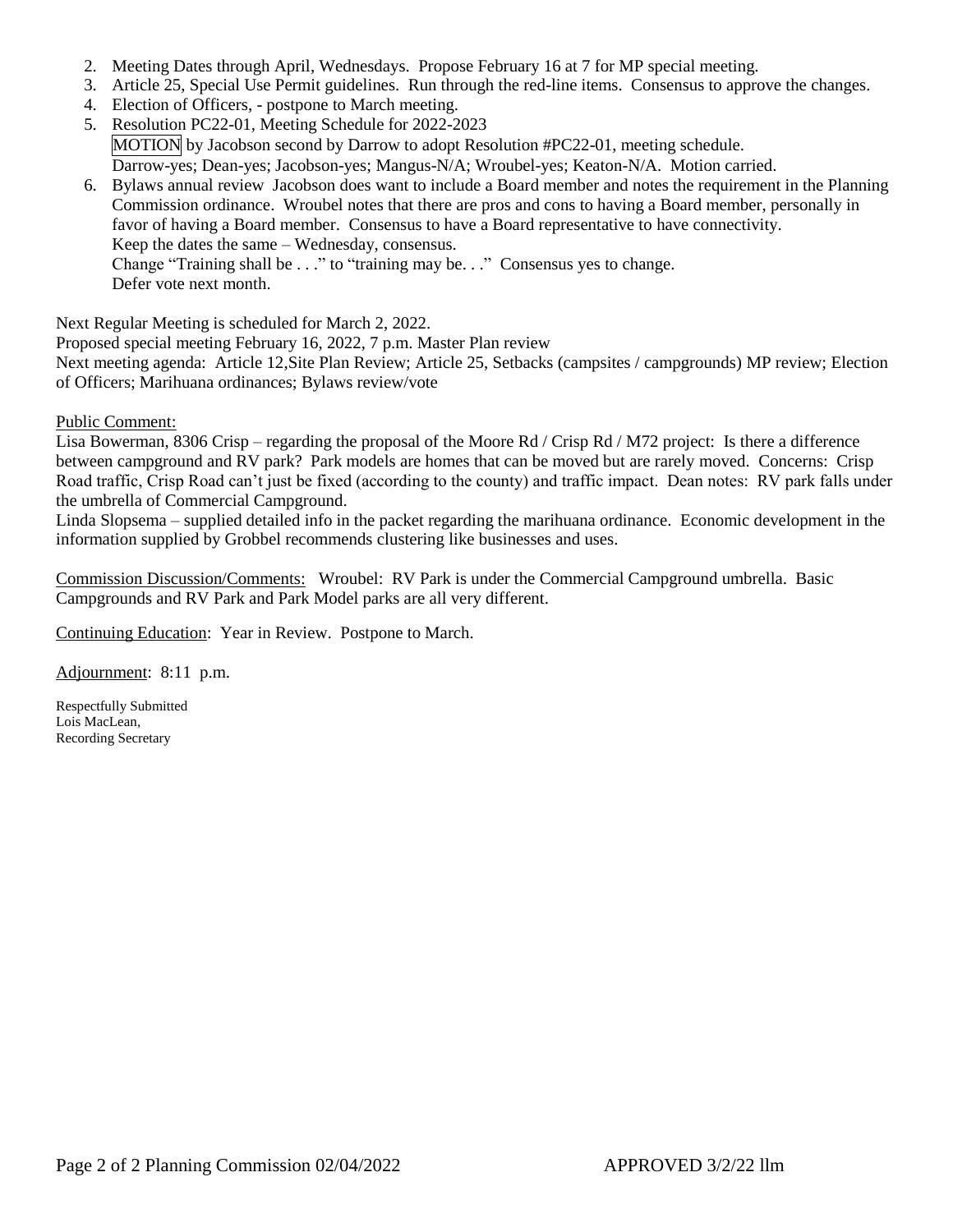2. Meeting Dates through April, Wednesdays. Propose February 16 at 7 for MP special meeting.
3. Article 25, Special Use Permit guidelines. Run through the red-line items. Consensus to approve the changes.
4. Election of Officers, - postpone to March meeting.
5. Resolution PC22-01, Meeting Schedule for 2022-2023
   MOTION by Jacobson second by Darrow to adopt Resolution #PC22-01, meeting schedule.
   Darrow-yes; Dean-yes; Jacobson-yes; Mangus-N/A; Wroubel-yes; Keaton-N/A. Motion carried.
6. Bylaws annual review Jacobson does want to include a Board member and notes the requirement in the Planning Commission ordinance. Wroubel notes that there are pros and cons to having a Board member, personally in favor of having a Board member. Consensus to have a Board representative to have connectivity.
   Keep the dates the same – Wednesday, consensus.
   Change "Training shall be . . ." to "training may be. . ." Consensus yes to change.
   Defer vote next month.

Next Regular Meeting is scheduled for March 2, 2022.
Proposed special meeting February 16, 2022, 7 p.m. Master Plan review
Next meeting agenda: Article 12,Site Plan Review; Article 25, Setbacks (campsites / campgrounds) MP review; Election of Officers; Marihuana ordinances; Bylaws review/vote

Public Comment:
Lisa Bowerman, 8306 Crisp – regarding the proposal of the Moore Rd / Crisp Rd / M72 project: Is there a difference between campground and RV park? Park models are homes that can be moved but are rarely moved. Concerns: Crisp Road traffic, Crisp Road can't just be fixed (according to the county) and traffic impact. Dean notes: RV park falls under the umbrella of Commercial Campground.
Linda Slopsema – supplied detailed info in the packet regarding the marihuana ordinance. Economic development in the information supplied by Grobbel recommends clustering like businesses and uses.

Commission Discussion/Comments: Wroubel: RV Park is under the Commercial Campground umbrella. Basic Campgrounds and RV Park and Park Model parks are all very different.

Continuing Education: Year in Review. Postpone to March.

Adjournment: 8:11 p.m.

Respectfully Submitted
Lois MacLean,
Recording Secretary

APPROVED 3/2/22 llm